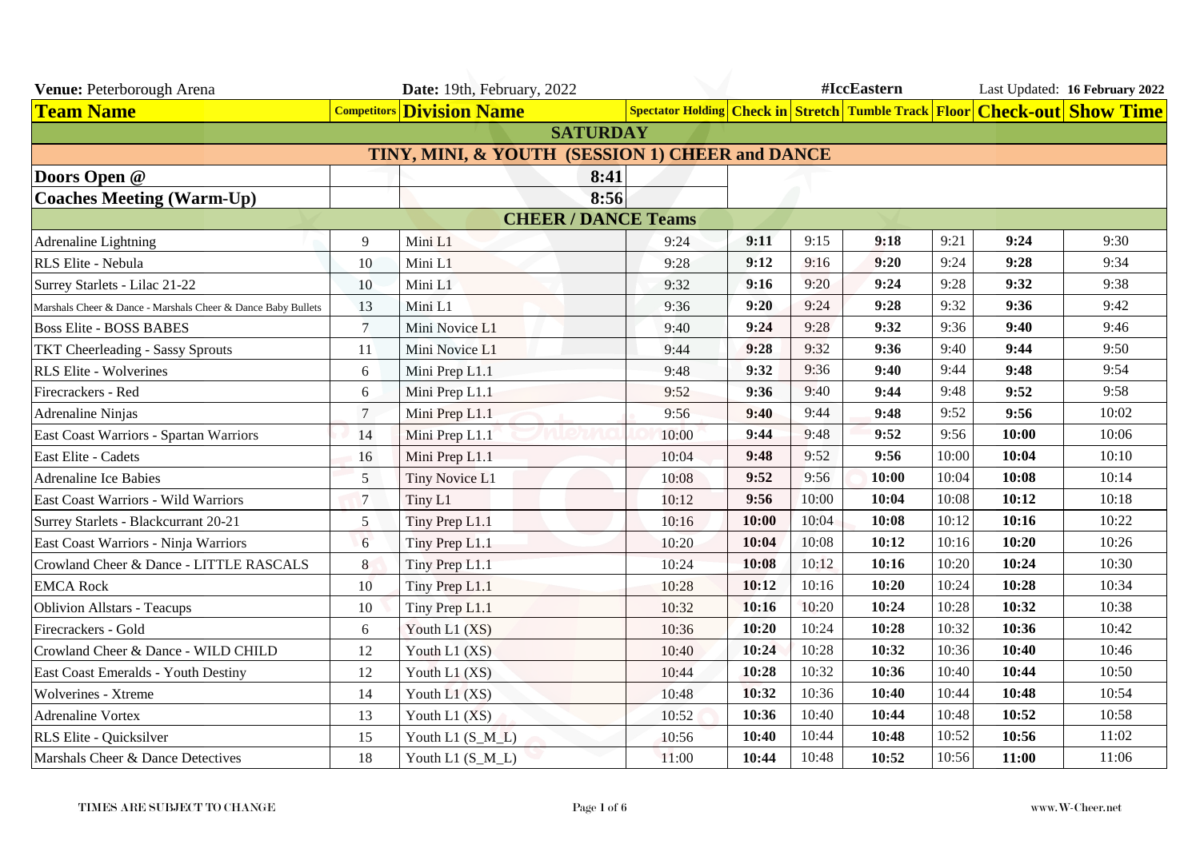**Venue:** Peterborough Arena | **Date:** 19th, February, 2022 | #IccEastern | Last Updated: **16 February 2022**

| Team Name | Competitors | Division Name | Spectator Holding | Check in | Stretch | Tumble Track | Floor | Check-out | Show Time |
|---|---|---|---|---|---|---|---|---|---|
| **SATURDAY** | | | | | | | | | |
| **TINY, MINI, & YOUTH (SESSION 1) CHEER and DANCE** | | | | | | | | | |
| **Doors Open @** | | 8:41 | | | | | | | |
| **Coaches Meeting (Warm-Up)** | | 8:56 | | | | | | | |
| **CHEER / DANCE Teams** | | | | | | | | | |
| Adrenaline Lightning | 9 | Mini L1 | 9:24 | **9:11** | 9:15 | **9:18** | 9:21 | **9:24** | 9:30 |
| RLS Elite - Nebula | 10 | Mini L1 | 9:28 | **9:12** | 9:16 | **9:20** | 9:24 | **9:28** | 9:34 |
| Surrey Starlets - Lilac 21-22 | 10 | Mini L1 | 9:32 | **9:16** | 9:20 | **9:24** | 9:28 | **9:32** | 9:38 |
| Marshals Cheer & Dance - Marshals Cheer & Dance Baby Bullets | 13 | Mini L1 | 9:36 | **9:20** | 9:24 | **9:28** | 9:32 | **9:36** | 9:42 |
| Boss Elite - BOSS BABES | 7 | Mini Novice L1 | 9:40 | **9:24** | 9:28 | **9:32** | 9:36 | **9:40** | 9:46 |
| TKT Cheerleading - Sassy Sprouts | 11 | Mini Novice L1 | 9:44 | **9:28** | 9:32 | **9:36** | 9:40 | **9:44** | 9:50 |
| RLS Elite - Wolverines | 6 | Mini Prep L1.1 | 9:48 | **9:32** | 9:36 | **9:40** | 9:44 | **9:48** | 9:54 |
| Firecrackers - Red | 6 | Mini Prep L1.1 | 9:52 | **9:36** | 9:40 | **9:44** | 9:48 | **9:52** | 9:58 |
| Adrenaline Ninjas | 7 | Mini Prep L1.1 | 9:56 | **9:40** | 9:44 | **9:48** | 9:52 | **9:56** | 10:02 |
| East Coast Warriors - Spartan Warriors | 14 | Mini Prep L1.1 | 10:00 | **9:44** | 9:48 | **9:52** | 9:56 | **10:00** | 10:06 |
| East Elite - Cadets | 16 | Mini Prep L1.1 | 10:04 | **9:48** | 9:52 | **9:56** | 10:00 | **10:04** | 10:10 |
| Adrenaline Ice Babies | 5 | Tiny Novice L1 | 10:08 | **9:52** | 9:56 | **10:00** | 10:04 | **10:08** | 10:14 |
| East Coast Warriors - Wild Warriors | 7 | Tiny L1 | 10:12 | **9:56** | 10:00 | **10:04** | 10:08 | **10:12** | 10:18 |
| Surrey Starlets - Blackcurrant 20-21 | 5 | Tiny Prep L1.1 | 10:16 | **10:00** | 10:04 | **10:08** | 10:12 | **10:16** | 10:22 |
| East Coast Warriors - Ninja Warriors | 6 | Tiny Prep L1.1 | 10:20 | **10:04** | 10:08 | **10:12** | 10:16 | **10:20** | 10:26 |
| Crowland Cheer & Dance - LITTLE RASCALS | 8 | Tiny Prep L1.1 | 10:24 | **10:08** | 10:12 | **10:16** | 10:20 | **10:24** | 10:30 |
| EMCA Rock | 10 | Tiny Prep L1.1 | 10:28 | **10:12** | 10:16 | **10:20** | 10:24 | **10:28** | 10:34 |
| Oblivion Allstars - Teacups | 10 | Tiny Prep L1.1 | 10:32 | **10:16** | 10:20 | **10:24** | 10:28 | **10:32** | 10:38 |
| Firecrackers - Gold | 6 | Youth L1 (XS) | 10:36 | **10:20** | 10:24 | **10:28** | 10:32 | **10:36** | 10:42 |
| Crowland Cheer & Dance - WILD CHILD | 12 | Youth L1 (XS) | 10:40 | **10:24** | 10:28 | **10:32** | 10:36 | **10:40** | 10:46 |
| East Coast Emeralds - Youth Destiny | 12 | Youth L1 (XS) | 10:44 | **10:28** | 10:32 | **10:36** | 10:40 | **10:44** | 10:50 |
| Wolverines - Xtreme | 14 | Youth L1 (XS) | 10:48 | **10:32** | 10:36 | **10:40** | 10:44 | **10:48** | 10:54 |
| Adrenaline Vortex | 13 | Youth L1 (XS) | 10:52 | **10:36** | 10:40 | **10:44** | 10:48 | **10:52** | 10:58 |
| RLS Elite - Quicksilver | 15 | Youth L1 (S_M_L) | 10:56 | **10:40** | 10:44 | **10:48** | 10:52 | **10:56** | 11:02 |
| Marshals Cheer & Dance Detectives | 18 | Youth L1 (S_M_L) | 11:00 | **10:44** | 10:48 | **10:52** | 10:56 | **11:00** | 11:06 |

TIMES ARE SUBJECT TO CHANGE

www.W-Cheer.net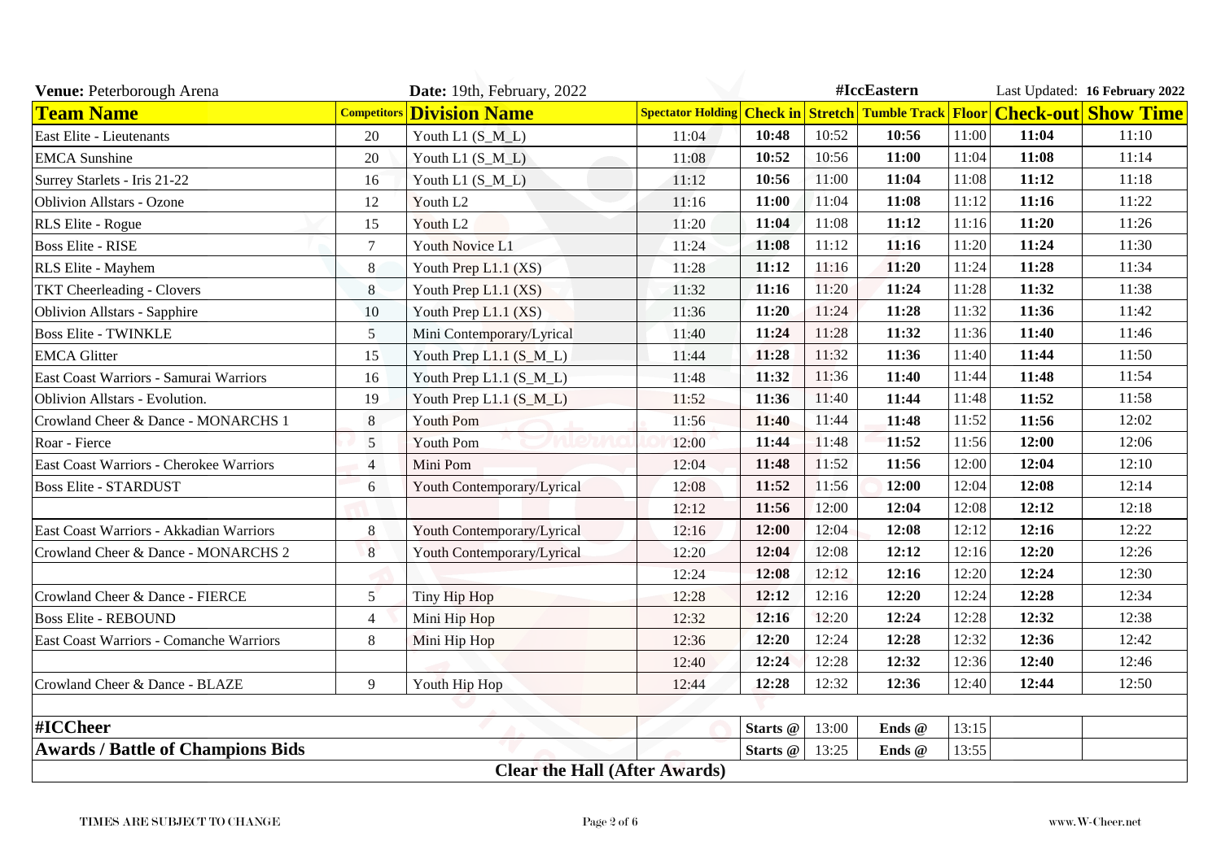| Venue: Peterborough Arena | | Date: 19th, February, 2022 | | | | #IccEastern | | Last Updated: 16 February 2022 | |
|---|---|---|---|---|---|---|---|---|---|
| **Team Name** | **Competitors** | **Division Name** | **Spectator Holding** | **Check in** | **Stretch** | **Tumble Track** | **Floor** | **Check-out** | **Show Time** |
| East Elite - Lieutenants | 20 | Youth L1 (S_M_L) | 11:04 | **10:48** | 10:52 | **10:56** | 11:00 | **11:04** | 11:10 |
| EMCA Sunshine | 20 | Youth L1 (S_M_L) | 11:08 | **10:52** | 10:56 | **11:00** | 11:04 | **11:08** | 11:14 |
| Surrey Starlets - Iris 21-22 | 16 | Youth L1 (S_M_L) | 11:12 | **10:56** | 11:00 | **11:04** | 11:08 | **11:12** | 11:18 |
| Oblivion Allstars - Ozone | 12 | Youth L2 | 11:16 | **11:00** | 11:04 | **11:08** | 11:12 | **11:16** | 11:22 |
| RLS Elite - Rogue | 15 | Youth L2 | 11:20 | **11:04** | 11:08 | **11:12** | 11:16 | **11:20** | 11:26 |
| Boss Elite - RISE | 7 | Youth Novice L1 | 11:24 | **11:08** | 11:12 | **11:16** | 11:20 | **11:24** | 11:30 |
| RLS Elite - Mayhem | 8 | Youth Prep L1.1 (XS) | 11:28 | **11:12** | 11:16 | **11:20** | 11:24 | **11:28** | 11:34 |
| TKT Cheerleading - Clovers | 8 | Youth Prep L1.1 (XS) | 11:32 | **11:16** | 11:20 | **11:24** | 11:28 | **11:32** | 11:38 |
| Oblivion Allstars - Sapphire | 10 | Youth Prep L1.1 (XS) | 11:36 | **11:20** | 11:24 | **11:28** | 11:32 | **11:36** | 11:42 |
| Boss Elite - TWINKLE | 5 | Mini Contemporary/Lyrical | 11:40 | **11:24** | 11:28 | **11:32** | 11:36 | **11:40** | 11:46 |
| EMCA Glitter | 15 | Youth Prep L1.1 (S_M_L) | 11:44 | **11:28** | 11:32 | **11:36** | 11:40 | **11:44** | 11:50 |
| East Coast Warriors - Samurai Warriors | 16 | Youth Prep L1.1 (S_M_L) | 11:48 | **11:32** | 11:36 | **11:40** | 11:44 | **11:48** | 11:54 |
| Oblivion Allstars - Evolution. | 19 | Youth Prep L1.1 (S_M_L) | 11:52 | **11:36** | 11:40 | **11:44** | 11:48 | **11:52** | 11:58 |
| Crowland Cheer & Dance - MONARCHS 1 | 8 | Youth Pom | 11:56 | **11:40** | 11:44 | **11:48** | 11:52 | **11:56** | 12:02 |
| Roar - Fierce | 5 | Youth Pom | 12:00 | **11:44** | 11:48 | **11:52** | 11:56 | **12:00** | 12:06 |
| East Coast Warriors - Cherokee Warriors | 4 | Mini Pom | 12:04 | **11:48** | 11:52 | **11:56** | 12:00 | **12:04** | 12:10 |
| Boss Elite - STARDUST | 6 | Youth Contemporary/Lyrical | 12:08 | **11:52** | 11:56 | **12:00** | 12:04 | **12:08** | 12:14 |
| | | | 12:12 | **11:56** | 12:00 | **12:04** | 12:08 | **12:12** | 12:18 |
| East Coast Warriors - Akkadian Warriors | 8 | Youth Contemporary/Lyrical | 12:16 | **12:00** | 12:04 | **12:08** | 12:12 | **12:16** | 12:22 |
| Crowland Cheer & Dance - MONARCHS 2 | 8 | Youth Contemporary/Lyrical | 12:20 | **12:04** | 12:08 | **12:12** | 12:16 | **12:20** | 12:26 |
| | | | 12:24 | **12:08** | 12:12 | **12:16** | 12:20 | **12:24** | 12:30 |
| Crowland Cheer & Dance - FIERCE | 5 | Tiny Hip Hop | 12:28 | **12:12** | 12:16 | **12:20** | 12:24 | **12:28** | 12:34 |
| Boss Elite - REBOUND | 4 | Mini Hip Hop | 12:32 | **12:16** | 12:20 | **12:24** | 12:28 | **12:32** | 12:38 |
| East Coast Warriors - Comanche Warriors | 8 | Mini Hip Hop | 12:36 | **12:20** | 12:24 | **12:28** | 12:32 | **12:36** | 12:42 |
| | | | 12:40 | **12:24** | 12:28 | **12:32** | 12:36 | **12:40** | 12:46 |
| Crowland Cheer & Dance - BLAZE | 9 | Youth Hip Hop | 12:44 | **12:28** | 12:32 | **12:36** | 12:40 | **12:44** | 12:50 |
| | | | | | | | | | |
| **#ICCheer** | | | | **Starts @** | 13:00 | **Ends @** | 13:15 | | |
| **Awards / Battle of Champions Bids** | | | | **Starts @** | 13:25 | **Ends @** | 13:55 | | |
| **Clear the Hall (After Awards)** | | | | | | | | | |

TIMES ARE SUBJECT TO CHANGE

www.W-Cheer.net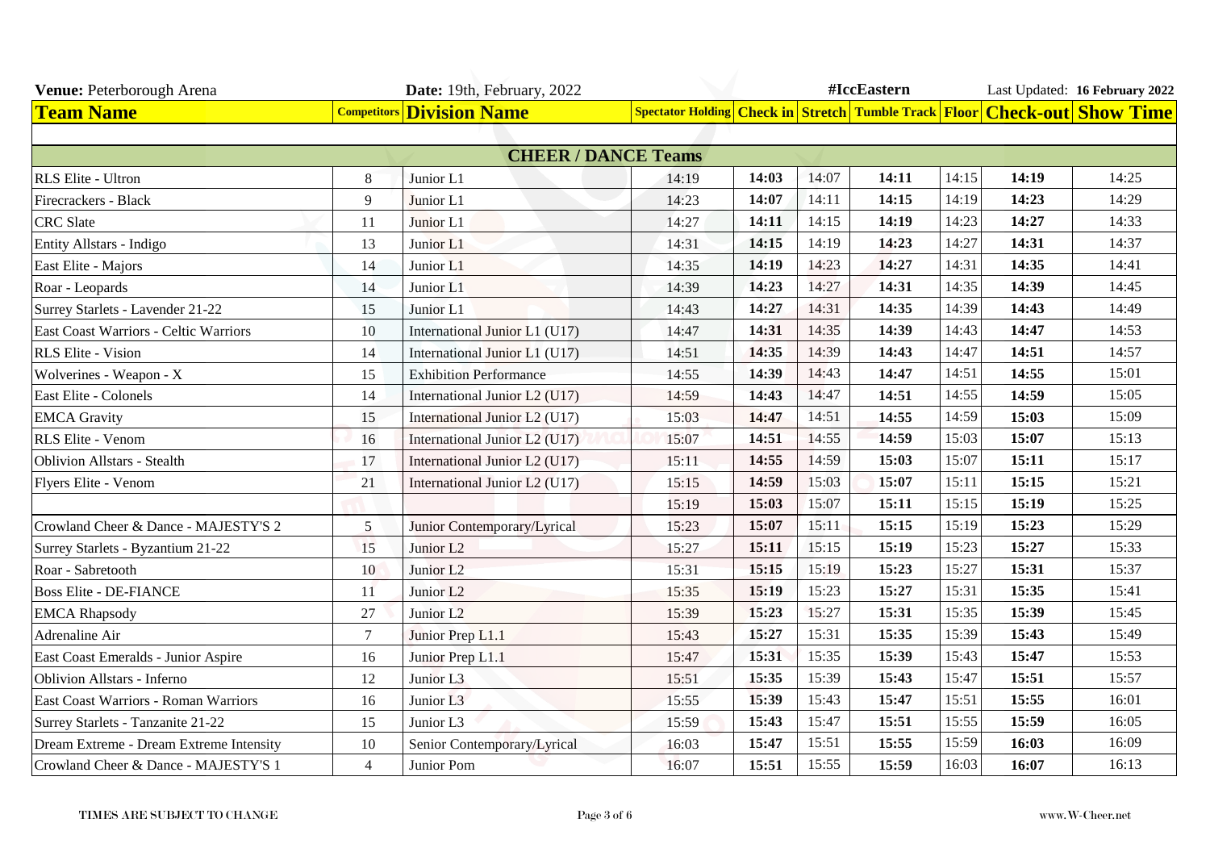**Venue:** Peterborough Arena | **Date:** 19th, February, 2022 | #IccEastern | Last Updated: **16 February 2022**

| Team Name | Competitors | Division Name | Spectator Holding | Check in | Stretch | Tumble Track | Floor | Check-out | Show Time |
|---|---|---|---|---|---|---|---|---|---|
| **CHEER / DANCE Teams** | | | | | | | | | |
| RLS Elite - Ultron | 8 | Junior L1 | 14:19 | **14:03** | 14:07 | **14:11** | 14:15 | **14:19** | 14:25 |
| Firecrackers - Black | 9 | Junior L1 | 14:23 | **14:07** | 14:11 | **14:15** | 14:19 | **14:23** | 14:29 |
| CRC Slate | 11 | Junior L1 | 14:27 | **14:11** | 14:15 | **14:19** | 14:23 | **14:27** | 14:33 |
| Entity Allstars - Indigo | 13 | Junior L1 | 14:31 | **14:15** | 14:19 | **14:23** | 14:27 | **14:31** | 14:37 |
| East Elite - Majors | 14 | Junior L1 | 14:35 | **14:19** | 14:23 | **14:27** | 14:31 | **14:35** | 14:41 |
| Roar - Leopards | 14 | Junior L1 | 14:39 | **14:23** | 14:27 | **14:31** | 14:35 | **14:39** | 14:45 |
| Surrey Starlets - Lavender 21-22 | 15 | Junior L1 | 14:43 | **14:27** | 14:31 | **14:35** | 14:39 | **14:43** | 14:49 |
| East Coast Warriors - Celtic Warriors | 10 | International Junior L1 (U17) | 14:47 | **14:31** | 14:35 | **14:39** | 14:43 | **14:47** | 14:53 |
| RLS Elite - Vision | 14 | International Junior L1 (U17) | 14:51 | **14:35** | 14:39 | **14:43** | 14:47 | **14:51** | 14:57 |
| Wolverines - Weapon - X | 15 | Exhibition Performance | 14:55 | **14:39** | 14:43 | **14:47** | 14:51 | **14:55** | 15:01 |
| East Elite - Colonels | 14 | International Junior L2 (U17) | 14:59 | **14:43** | 14:47 | **14:51** | 14:55 | **14:59** | 15:05 |
| EMCA Gravity | 15 | International Junior L2 (U17) | 15:03 | **14:47** | 14:51 | **14:55** | 14:59 | **15:03** | 15:09 |
| RLS Elite - Venom | 16 | International Junior L2 (U17) | 15:07 | **14:51** | 14:55 | **14:59** | 15:03 | **15:07** | 15:13 |
| Oblivion Allstars - Stealth | 17 | International Junior L2 (U17) | 15:11 | **14:55** | 14:59 | **15:03** | 15:07 | **15:11** | 15:17 |
| Flyers Elite - Venom | 21 | International Junior L2 (U17) | 15:15 | **14:59** | 15:03 | **15:07** | 15:11 | **15:15** | 15:21 |
| | | | 15:19 | **15:03** | 15:07 | **15:11** | 15:15 | **15:19** | 15:25 |
| Crowland Cheer & Dance - MAJESTY'S 2 | 5 | Junior Contemporary/Lyrical | 15:23 | **15:07** | 15:11 | **15:15** | 15:19 | **15:23** | 15:29 |
| Surrey Starlets - Byzantium 21-22 | 15 | Junior L2 | 15:27 | **15:11** | 15:15 | **15:19** | 15:23 | **15:27** | 15:33 |
| Roar - Sabretooth | 10 | Junior L2 | 15:31 | **15:15** | 15:19 | **15:23** | 15:27 | **15:31** | 15:37 |
| Boss Elite - DE-FIANCE | 11 | Junior L2 | 15:35 | **15:19** | 15:23 | **15:27** | 15:31 | **15:35** | 15:41 |
| EMCA Rhapsody | 27 | Junior L2 | 15:39 | **15:23** | 15:27 | **15:31** | 15:35 | **15:39** | 15:45 |
| Adrenaline Air | 7 | Junior Prep L1.1 | 15:43 | **15:27** | 15:31 | **15:35** | 15:39 | **15:43** | 15:49 |
| East Coast Emeralds - Junior Aspire | 16 | Junior Prep L1.1 | 15:47 | **15:31** | 15:35 | **15:39** | 15:43 | **15:47** | 15:53 |
| Oblivion Allstars - Inferno | 12 | Junior L3 | 15:51 | **15:35** | 15:39 | **15:43** | 15:47 | **15:51** | 15:57 |
| East Coast Warriors - Roman Warriors | 16 | Junior L3 | 15:55 | **15:39** | 15:43 | **15:47** | 15:51 | **15:55** | 16:01 |
| Surrey Starlets - Tanzanite 21-22 | 15 | Junior L3 | 15:59 | **15:43** | 15:47 | **15:51** | 15:55 | **15:59** | 16:05 |
| Dream Extreme - Dream Extreme Intensity | 10 | Senior Contemporary/Lyrical | 16:03 | **15:47** | 15:51 | **15:55** | 15:59 | **16:03** | 16:09 |
| Crowland Cheer & Dance - MAJESTY'S 1 | 4 | Junior Pom | 16:07 | **15:51** | 15:55 | **15:59** | 16:03 | **16:07** | 16:13 |

TIMES ARE SUBJECT TO CHANGE

www.W-Cheer.net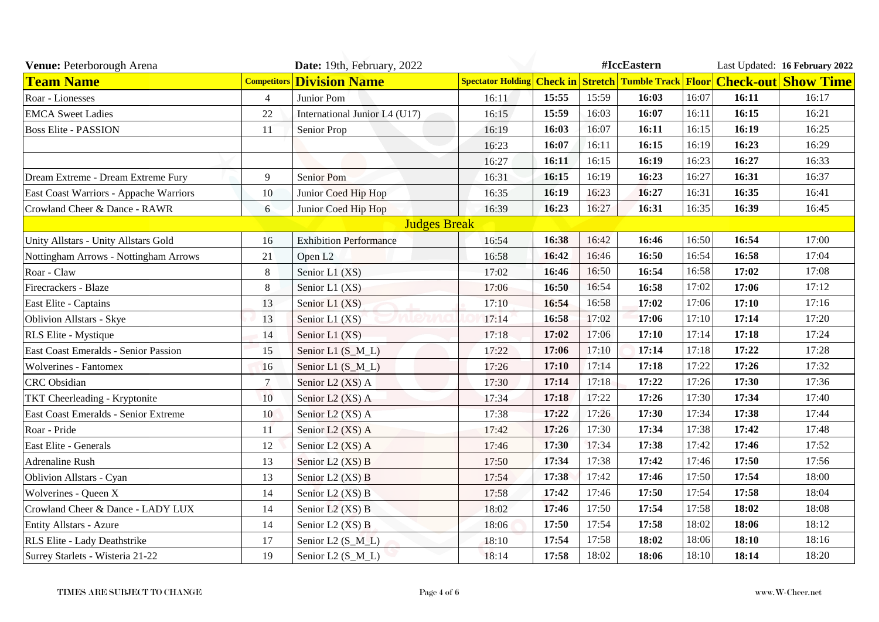**Venue:** Peterborough Arena | **Date:** 19th, February, 2022 | #IccEastern | Last Updated: **16 February 2022**

| Team Name | Competitors | Division Name | Spectator Holding | Check in | Stretch | Tumble Track | Floor | Check-out | Show Time |
|---|---|---|---|---|---|---|---|---|---|
| Roar - Lionesses | 4 | Junior Pom | 16:11 | **15:55** | 15:59 | **16:03** | 16:07 | **16:11** | 16:17 |
| EMCA Sweet Ladies | 22 | International Junior L4 (U17) | 16:15 | **15:59** | 16:03 | **16:07** | 16:11 | **16:15** | 16:21 |
| Boss Elite - PASSION | 11 | Senior Prop | 16:19 | **16:03** | 16:07 | **16:11** | 16:15 | **16:19** | 16:25 |
| | | | 16:23 | **16:07** | 16:11 | **16:15** | 16:19 | **16:23** | 16:29 |
| | | | 16:27 | **16:11** | 16:15 | **16:19** | 16:23 | **16:27** | 16:33 |
| Dream Extreme - Dream Extreme Fury | 9 | Senior Pom | 16:31 | **16:15** | 16:19 | **16:23** | 16:27 | **16:31** | 16:37 |
| East Coast Warriors - Appache Warriors | 10 | Junior Coed Hip Hop | 16:35 | **16:19** | 16:23 | **16:27** | 16:31 | **16:35** | 16:41 |
| Crowland Cheer & Dance - RAWR | 6 | Junior Coed Hip Hop | 16:39 | **16:23** | 16:27 | **16:31** | 16:35 | **16:39** | 16:45 |
| | | Judges Break | | | | | | | |
| Unity Allstars - Unity Allstars Gold | 16 | Exhibition Performance | 16:54 | **16:38** | 16:42 | **16:46** | 16:50 | **16:54** | 17:00 |
| Nottingham Arrows - Nottingham Arrows | 21 | Open L2 | 16:58 | **16:42** | 16:46 | **16:50** | 16:54 | **16:58** | 17:04 |
| Roar - Claw | 8 | Senior L1 (XS) | 17:02 | **16:46** | 16:50 | **16:54** | 16:58 | **17:02** | 17:08 |
| Firecrackers - Blaze | 8 | Senior L1 (XS) | 17:06 | **16:50** | 16:54 | **16:58** | 17:02 | **17:06** | 17:12 |
| East Elite - Captains | 13 | Senior L1 (XS) | 17:10 | **16:54** | 16:58 | **17:02** | 17:06 | **17:10** | 17:16 |
| Oblivion Allstars - Skye | 13 | Senior L1 (XS) | 17:14 | **16:58** | 17:02 | **17:06** | 17:10 | **17:14** | 17:20 |
| RLS Elite - Mystique | 14 | Senior L1 (XS) | 17:18 | **17:02** | 17:06 | **17:10** | 17:14 | **17:18** | 17:24 |
| East Coast Emeralds - Senior Passion | 15 | Senior L1 (S_M_L) | 17:22 | **17:06** | 17:10 | **17:14** | 17:18 | **17:22** | 17:28 |
| Wolverines - Fantomex | 16 | Senior L1 (S_M_L) | 17:26 | **17:10** | 17:14 | **17:18** | 17:22 | **17:26** | 17:32 |
| CRC Obsidian | 7 | Senior L2 (XS) A | 17:30 | **17:14** | 17:18 | **17:22** | 17:26 | **17:30** | 17:36 |
| TKT Cheerleading - Kryptonite | 10 | Senior L2 (XS) A | 17:34 | **17:18** | 17:22 | **17:26** | 17:30 | **17:34** | 17:40 |
| East Coast Emeralds - Senior Extreme | 10 | Senior L2 (XS) A | 17:38 | **17:22** | 17:26 | **17:30** | 17:34 | **17:38** | 17:44 |
| Roar - Pride | 11 | Senior L2 (XS) A | 17:42 | **17:26** | 17:30 | **17:34** | 17:38 | **17:42** | 17:48 |
| East Elite - Generals | 12 | Senior L2 (XS) A | 17:46 | **17:30** | 17:34 | **17:38** | 17:42 | **17:46** | 17:52 |
| Adrenaline Rush | 13 | Senior L2 (XS) B | 17:50 | **17:34** | 17:38 | **17:42** | 17:46 | **17:50** | 17:56 |
| Oblivion Allstars - Cyan | 13 | Senior L2 (XS) B | 17:54 | **17:38** | 17:42 | **17:46** | 17:50 | **17:54** | 18:00 |
| Wolverines - Queen X | 14 | Senior L2 (XS) B | 17:58 | **17:42** | 17:46 | **17:50** | 17:54 | **17:58** | 18:04 |
| Crowland Cheer & Dance - LADY LUX | 14 | Senior L2 (XS) B | 18:02 | **17:46** | 17:50 | **17:54** | 17:58 | **18:02** | 18:08 |
| Entity Allstars - Azure | 14 | Senior L2 (XS) B | 18:06 | **17:50** | 17:54 | **17:58** | 18:02 | **18:06** | 18:12 |
| RLS Elite - Lady Deathstrike | 17 | Senior L2 (S_M_L) | 18:10 | **17:54** | 17:58 | **18:02** | 18:06 | **18:10** | 18:16 |
| Surrey Starlets - Wisteria 21-22 | 19 | Senior L2 (S_M_L) | 18:14 | **17:58** | 18:02 | **18:06** | 18:10 | **18:14** | 18:20 |

TIMES ARE SUBJECT TO CHANGE

www.W-Cheer.net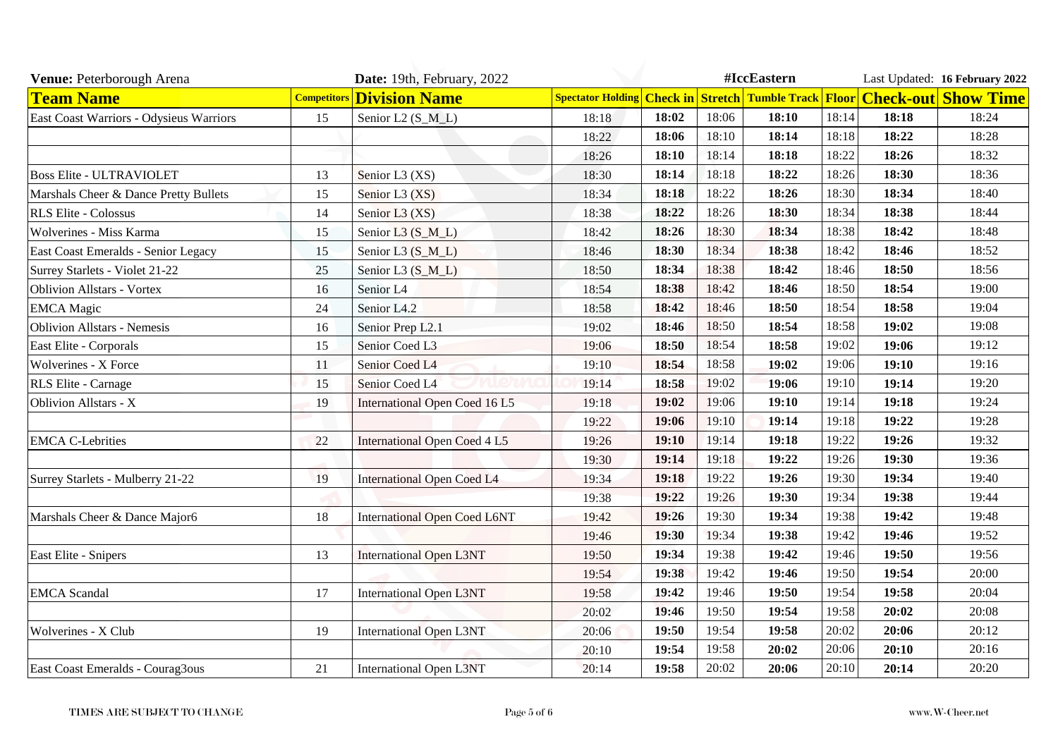**Venue:** Peterborough Arena | **Date:** 19th, February, 2022 | #IccEastern | Last Updated: **16 February 2022**

| Team Name | Competitors | Division Name | Spectator Holding | Check in | Stretch | Tumble Track | Floor | Check-out | Show Time |
|---|---|---|---|---|---|---|---|---|---|
| East Coast Warriors - Odysieus Warriors | 15 | Senior L2 (S_M_L) | 18:18 | **18:02** | 18:06 | **18:10** | 18:14 | **18:18** | 18:24 |
| | | | 18:22 | **18:06** | 18:10 | **18:14** | 18:18 | **18:22** | 18:28 |
| | | | 18:26 | **18:10** | 18:14 | **18:18** | 18:22 | **18:26** | 18:32 |
| Boss Elite - ULTRAVIOLET | 13 | Senior L3 (XS) | 18:30 | **18:14** | 18:18 | **18:22** | 18:26 | **18:30** | 18:36 |
| Marshals Cheer & Dance Pretty Bullets | 15 | Senior L3 (XS) | 18:34 | **18:18** | 18:22 | **18:26** | 18:30 | **18:34** | 18:40 |
| RLS Elite - Colossus | 14 | Senior L3 (XS) | 18:38 | **18:22** | 18:26 | **18:30** | 18:34 | **18:38** | 18:44 |
| Wolverines - Miss Karma | 15 | Senior L3 (S_M_L) | 18:42 | **18:26** | 18:30 | **18:34** | 18:38 | **18:42** | 18:48 |
| East Coast Emeralds - Senior Legacy | 15 | Senior L3 (S_M_L) | 18:46 | **18:30** | 18:34 | **18:38** | 18:42 | **18:46** | 18:52 |
| Surrey Starlets - Violet 21-22 | 25 | Senior L3 (S_M_L) | 18:50 | **18:34** | 18:38 | **18:42** | 18:46 | **18:50** | 18:56 |
| Oblivion Allstars - Vortex | 16 | Senior L4 | 18:54 | **18:38** | 18:42 | **18:46** | 18:50 | **18:54** | 19:00 |
| EMCA Magic | 24 | Senior L4.2 | 18:58 | **18:42** | 18:46 | **18:50** | 18:54 | **18:58** | 19:04 |
| Oblivion Allstars - Nemesis | 16 | Senior Prep L2.1 | 19:02 | **18:46** | 18:50 | **18:54** | 18:58 | **19:02** | 19:08 |
| East Elite - Corporals | 15 | Senior Coed L3 | 19:06 | **18:50** | 18:54 | **18:58** | 19:02 | **19:06** | 19:12 |
| Wolverines - X Force | 11 | Senior Coed L4 | 19:10 | **18:54** | 18:58 | **19:02** | 19:06 | **19:10** | 19:16 |
| RLS Elite - Carnage | 15 | Senior Coed L4 | 19:14 | **18:58** | 19:02 | **19:06** | 19:10 | **19:14** | 19:20 |
| Oblivion Allstars - X | 19 | International Open Coed 16 L5 | 19:18 | **19:02** | 19:06 | **19:10** | 19:14 | **19:18** | 19:24 |
| | | | 19:22 | **19:06** | 19:10 | **19:14** | 19:18 | **19:22** | 19:28 |
| EMCA C-Lebrities | 22 | International Open Coed 4 L5 | 19:26 | **19:10** | 19:14 | **19:18** | 19:22 | **19:26** | 19:32 |
| | | | 19:30 | **19:14** | 19:18 | **19:22** | 19:26 | **19:30** | 19:36 |
| Surrey Starlets - Mulberry 21-22 | 19 | International Open Coed L4 | 19:34 | **19:18** | 19:22 | **19:26** | 19:30 | **19:34** | 19:40 |
| | | | 19:38 | **19:22** | 19:26 | **19:30** | 19:34 | **19:38** | 19:44 |
| Marshals Cheer & Dance Major6 | 18 | International Open Coed L6NT | 19:42 | **19:26** | 19:30 | **19:34** | 19:38 | **19:42** | 19:48 |
| | | | 19:46 | **19:30** | 19:34 | **19:38** | 19:42 | **19:46** | 19:52 |
| East Elite - Snipers | 13 | International Open L3NT | 19:50 | **19:34** | 19:38 | **19:42** | 19:46 | **19:50** | 19:56 |
| | | | 19:54 | **19:38** | 19:42 | **19:46** | 19:50 | **19:54** | 20:00 |
| EMCA Scandal | 17 | International Open L3NT | 19:58 | **19:42** | 19:46 | **19:50** | 19:54 | **19:58** | 20:04 |
| | | | 20:02 | **19:46** | 19:50 | **19:54** | 19:58 | **20:02** | 20:08 |
| Wolverines - X Club | 19 | International Open L3NT | 20:06 | **19:50** | 19:54 | **19:58** | 20:02 | **20:06** | 20:12 |
| | | | 20:10 | **19:54** | 19:58 | **20:02** | 20:06 | **20:10** | 20:16 |
| East Coast Emeralds - Courag3ous | 21 | International Open L3NT | 20:14 | **19:58** | 20:02 | **20:06** | 20:10 | **20:14** | 20:20 |

TIMES ARE SUBJECT TO CHANGE

www.W-Cheer.net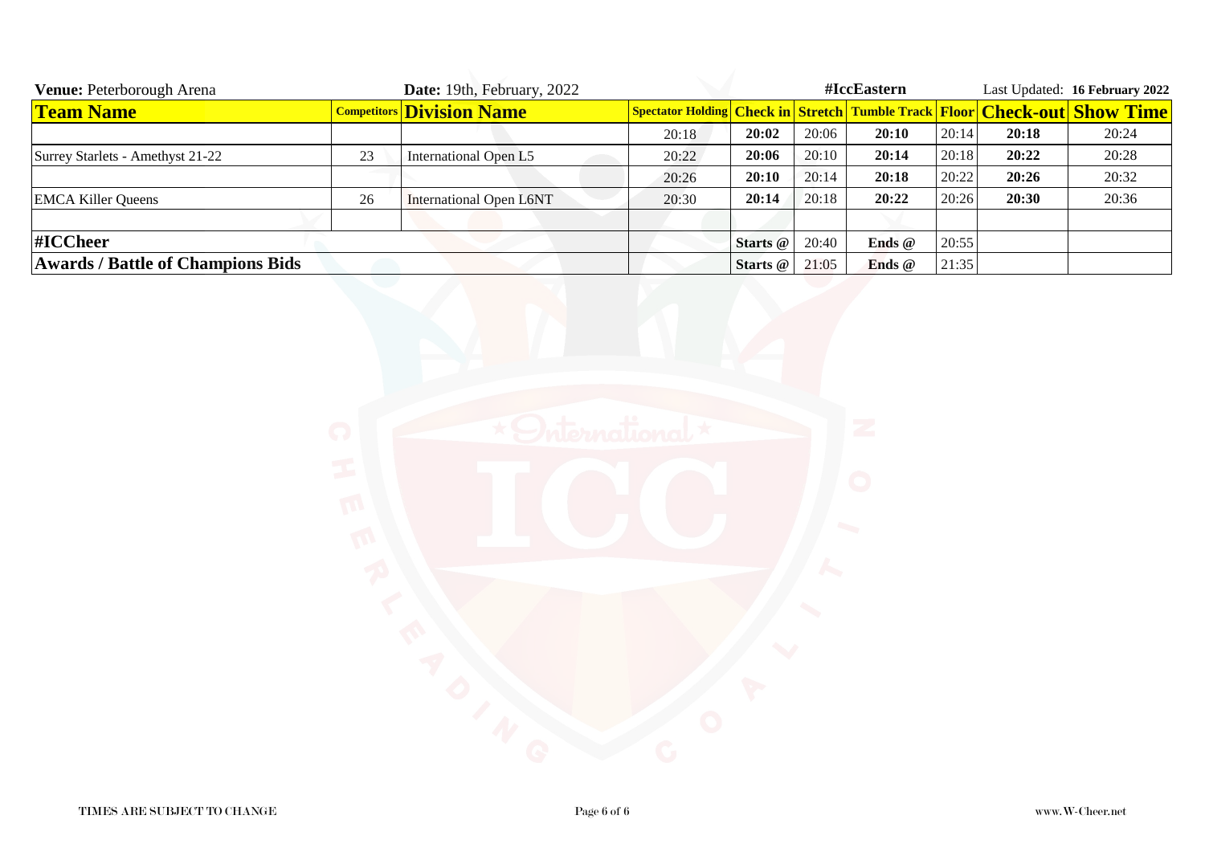**Venue:** Peterborough Arena | **Date:** 19th, February, 2022 | **#IccEastern** | Last Updated: **16 February 2022**

| Team Name | Competitors | Division Name | Spectator Holding | Check in | Stretch | Tumble Track | Floor | Check-out | Show Time |
|---|---|---|---|---|---|---|---|---|---|
| | | | 20:18 | **20:02** | 20:06 | **20:10** | 20:14 | **20:18** | 20:24 |
| Surrey Starlets - Amethyst 21-22 | 23 | International Open L5 | 20:22 | **20:06** | 20:10 | **20:14** | 20:18 | **20:22** | 20:28 |
| | | | 20:26 | **20:10** | 20:14 | **20:18** | 20:22 | **20:26** | 20:32 |
| EMCA Killer Queens | 26 | International Open L6NT | 20:30 | **20:14** | 20:18 | **20:22** | 20:26 | **20:30** | 20:36 |
| | | | | | | | | | |
| **#ICCheer** | | | | **Starts @** | 20:40 | **Ends @** | 20:55 | | |
| **Awards / Battle of Champions Bids** | | | | **Starts @** | 21:05 | **Ends @** | 21:35 | | |

TIMES ARE SUBJECT TO CHANGE

www.W-Cheer.net